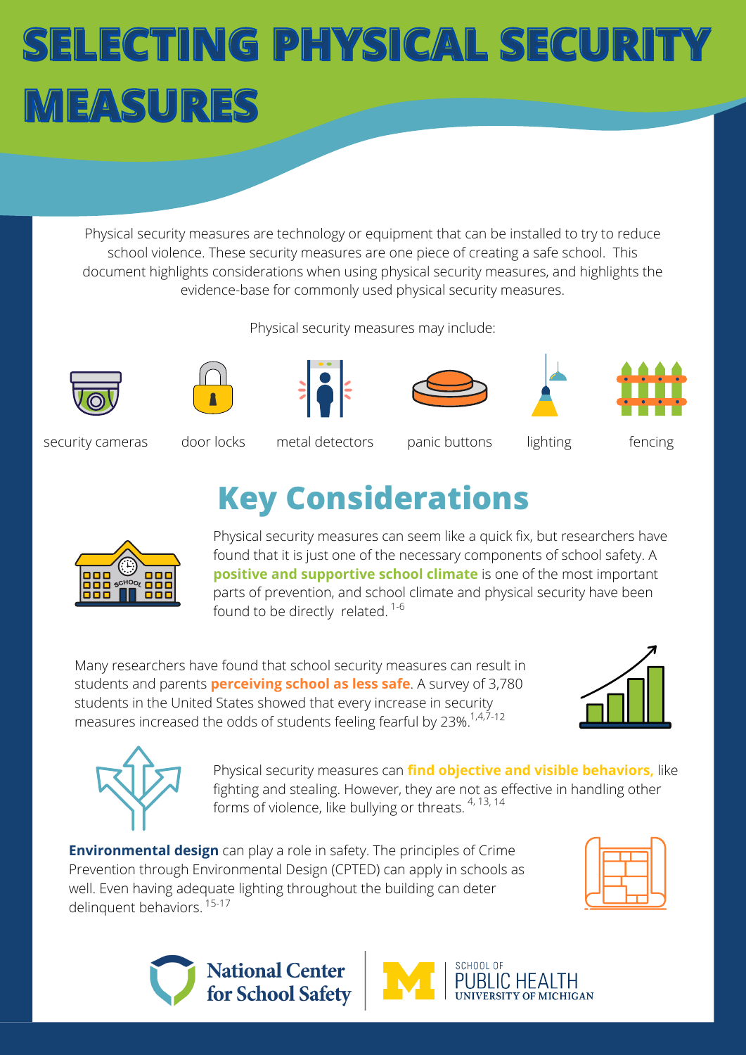# SELECTING PHYSICAL SECURITY MEASURES

Physical security measures are technology or equipment that can be installed to try to reduce school violence. These security measures are one piece of creating a safe school. This document highlights considerations when using physical security measures, and highlights the evidence-base for commonly used physical security measures.

Physical security measures may include:

- security cameras
- door locks
- metal detectors
- panic buttons
- lighting
- fencing

## Key Considerations

Physical security measures can seem like a quick fix, but researchers have found that it is just one of the necessary components of school safety. A **positive and supportive school climate** is one of the most important parts of prevention, and school climate and physical security have been found to be directly related. [1-6]

Many researchers have found that school security measures can result in students and parents **perceiving school as less safe**. A survey of 3,780 students in the United States showed that every increase in security measures increased the odds of students feeling fearful by 23%.[1,4,7-12]

Physical security measures can **find objective and visible behaviors,** like fighting and stealing. However, they are not as effective in handling other forms of violence, like bullying or threats. [4, 13, 14]

**Environmental design** can play a role in safety. The principles of Crime Prevention through Environmental Design (CPTED) can apply in schools as well. Even having adequate lighting throughout the building can deter delinquent behaviors. [15-17]

National Center for School Safety | School of Public Health, University of Michigan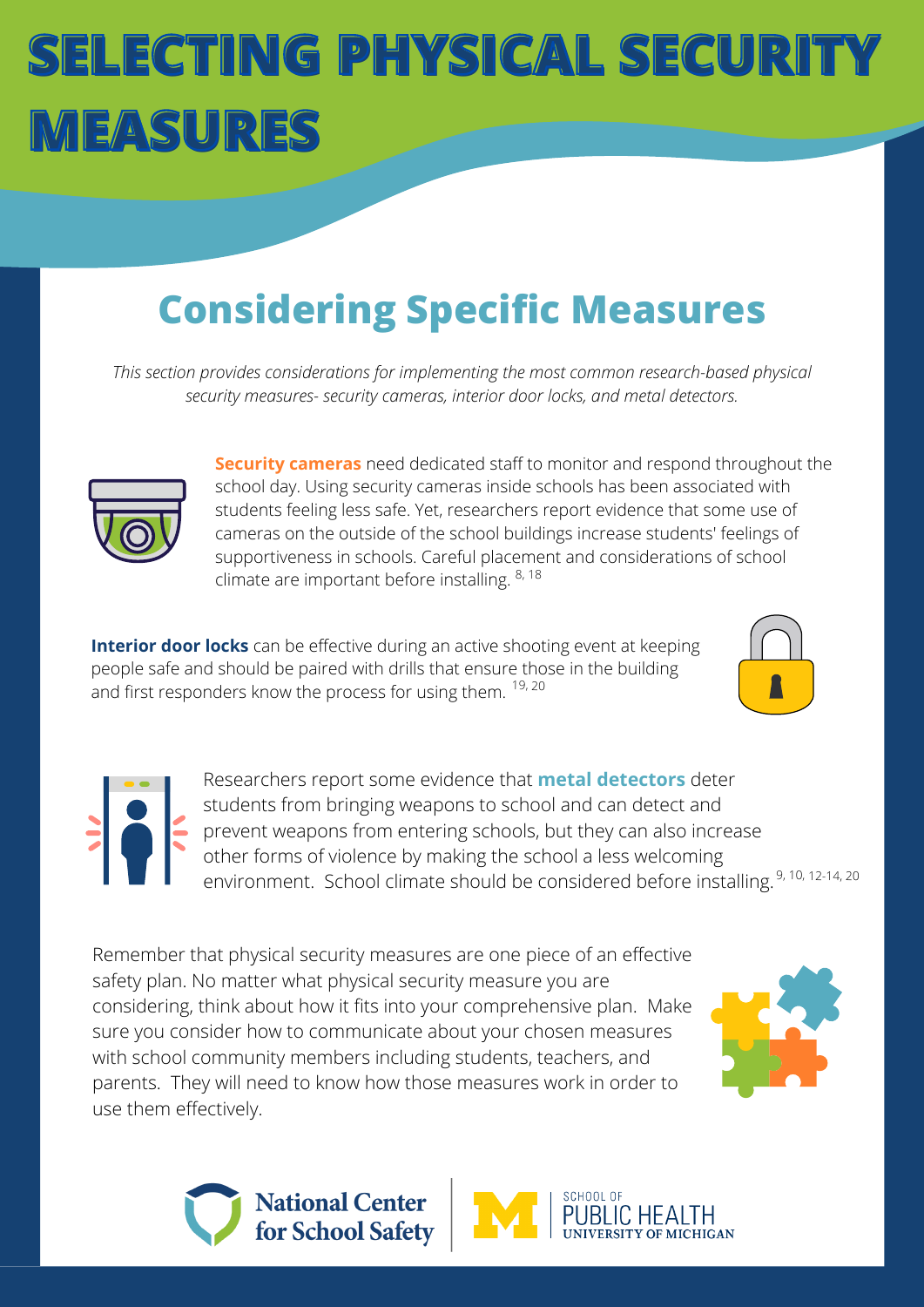# SELECTING PHYSICAL SECURITY MEASURES

## Considering Specific Measures

*This section provides considerations for implementing the most common research-based physical security measures- security cameras, interior door locks, and metal detectors.*

**Security cameras** need dedicated staff to monitor and respond throughout the school day. Using security cameras inside schools has been associated with students feeling less safe. Yet, researchers report evidence that some use of cameras on the outside of the school buildings increase students' feelings of supportiveness in schools. Careful placement and considerations of school climate are important before installing.[8, 18]

**Interior door locks** can be effective during an active shooting event at keeping people safe and should be paired with drills that ensure those in the building and first responders know the process for using them.[19, 20]

Researchers report some evidence that **metal detectors** deter students from bringing weapons to school and can detect and prevent weapons from entering schools, but they can also increase other forms of violence by making the school a less welcoming environment. School climate should be considered before installing.[9, 10, 12-14, 20]

Remember that physical security measures are one piece of an effective safety plan. No matter what physical security measure you are considering, think about how it fits into your comprehensive plan. Make sure you consider how to communicate about your chosen measures with school community members including students, teachers, and parents. They will need to know how those measures work in order to use them effectively.

National Center for School Safety | SCHOOL OF PUBLIC HEALTH UNIVERSITY OF MICHIGAN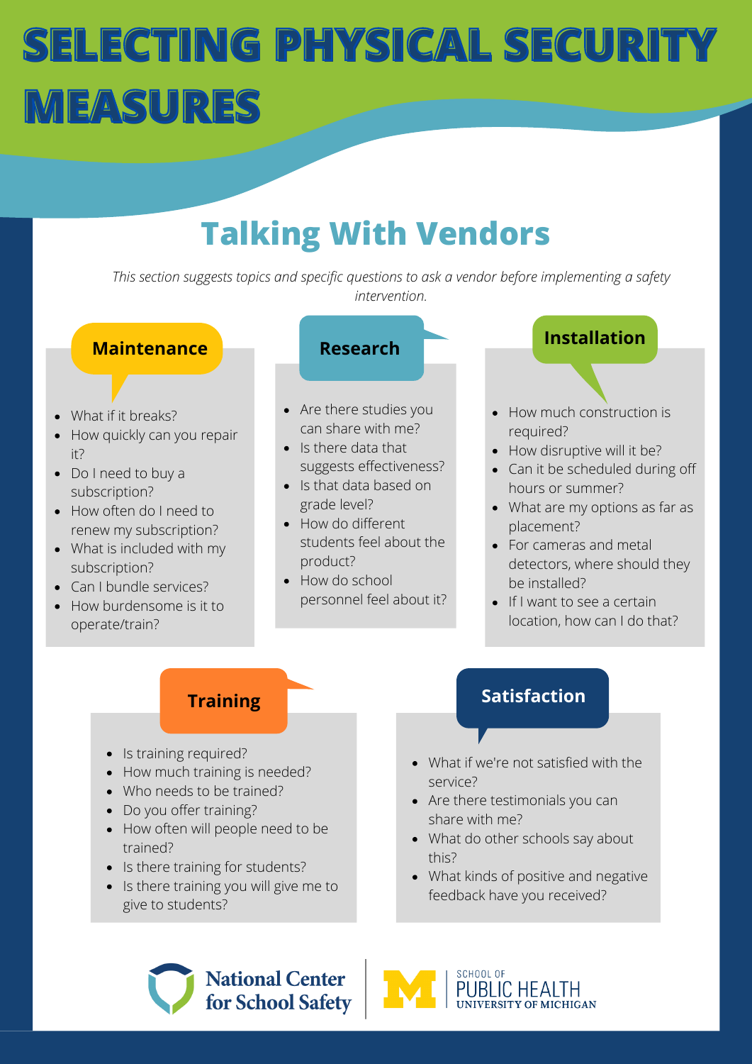# SELECTING PHYSICAL SECURITY MEASURES

## Talking With Vendors

*This section suggests topics and specific questions to ask a vendor before implementing a safety intervention.*

### Maintenance

- What if it breaks?
- How quickly can you repair it?
- Do I need to buy a subscription?
- How often do I need to renew my subscription?
- What is included with my subscription?
- Can I bundle services?
- How burdensome is it to operate/train?

### Research

- Are there studies you can share with me?
- Is there data that suggests effectiveness?
- Is that data based on grade level?
- How do different students feel about the product?
- How do school personnel feel about it?

### Installation

- How much construction is required?
- How disruptive will it be?
- Can it be scheduled during off hours or summer?
- What are my options as far as placement?
- For cameras and metal detectors, where should they be installed?
- If I want to see a certain location, how can I do that?

### Training

- Is training required?
- How much training is needed?
- Who needs to be trained?
- Do you offer training?
- How often will people need to be trained?
- Is there training for students?
- Is there training you will give me to give to students?

### Satisfaction

- What if we're not satisfied with the service?
- Are there testimonials you can share with me?
- What do other schools say about this?
- What kinds of positive and negative feedback have you received?

National Center for School Safety

School of Public Health, University of Michigan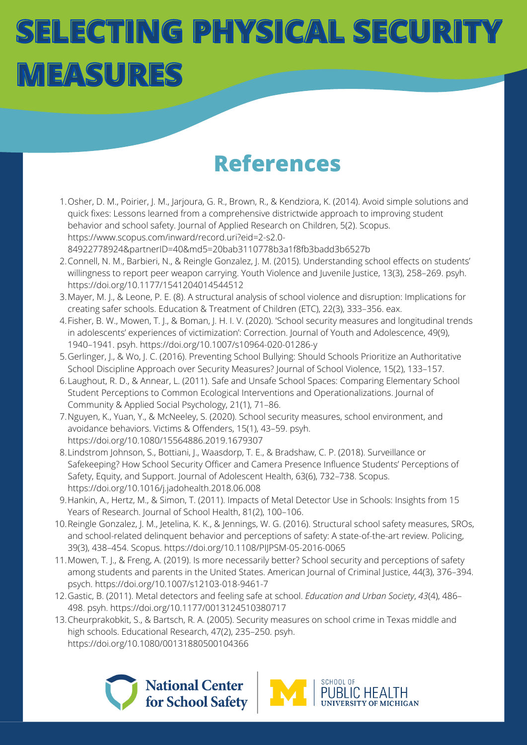# SELECTING PHYSICAL SECURITY MEASURES

## References

1. Osher, D. M., Poirier, J. M., Jarjoura, G. R., Brown, R., & Kendziora, K. (2014). Avoid simple solutions and quick fixes: Lessons learned from a comprehensive districtwide approach to improving student behavior and school safety. Journal of Applied Research on Children, 5(2). Scopus. https://www.scopus.com/inward/record.uri?eid=2-s2.0-84922778924&partnerID=40&md5=20bab3110778b3a1f8fb3badd3b6527b
2. Connell, N. M., Barbieri, N., & Reingle Gonzalez, J. M. (2015). Understanding school effects on students' willingness to report peer weapon carrying. Youth Violence and Juvenile Justice, 13(3), 258–269. psyh. https://doi.org/10.1177/1541204014544512
3. Mayer, M. J., & Leone, P. E. (8). A structural analysis of school violence and disruption: Implications for creating safer schools. Education & Treatment of Children (ETC), 22(3), 333–356. eax.
4. Fisher, B. W., Mowen, T. J., & Boman, J. H. I. V. (2020). 'School security measures and longitudinal trends in adolescents' experiences of victimization': Correction. Journal of Youth and Adolescence, 49(9), 1940–1941. psyh. https://doi.org/10.1007/s10964-020-01286-y
5. Gerlinger, J., & Wo, J. C. (2016). Preventing School Bullying: Should Schools Prioritize an Authoritative School Discipline Approach over Security Measures? Journal of School Violence, 15(2), 133–157.
6. Laughout, R. D., & Annear, L. (2011). Safe and Unsafe School Spaces: Comparing Elementary School Student Perceptions to Common Ecological Interventions and Operationalizations. Journal of Community & Applied Social Psychology, 21(1), 71–86.
7. Nguyen, K., Yuan, Y., & McNeeley, S. (2020). School security measures, school environment, and avoidance behaviors. Victims & Offenders, 15(1), 43–59. psyh. https://doi.org/10.1080/15564886.2019.1679307
8. Lindstrom Johnson, S., Bottiani, J., Waasdorp, T. E., & Bradshaw, C. P. (2018). Surveillance or Safekeeping? How School Security Officer and Camera Presence Influence Students' Perceptions of Safety, Equity, and Support. Journal of Adolescent Health, 63(6), 732–738. Scopus. https://doi.org/10.1016/j.jadohealth.2018.06.008
9. Hankin, A., Hertz, M., & Simon, T. (2011). Impacts of Metal Detector Use in Schools: Insights from 15 Years of Research. Journal of School Health, 81(2), 100–106.
10. Reingle Gonzalez, J. M., Jetelina, K. K., & Jennings, W. G. (2016). Structural school safety measures, SROs, and school-related delinquent behavior and perceptions of safety: A state-of-the-art review. Policing, 39(3), 438–454. Scopus. https://doi.org/10.1108/PIJPSM-05-2016-0065
11. Mowen, T. J., & Freng, A. (2019). Is more necessarily better? School security and perceptions of safety among students and parents in the United States. American Journal of Criminal Justice, 44(3), 376–394. psych. https://doi.org/10.1007/s12103-018-9461-7
12. Gastic, B. (2011). Metal detectors and feeling safe at school. *Education and Urban Society*, *43*(4), 486–498. psyh. https://doi.org/10.1177/0013124510380717
13. Cheurprakobkit, S., & Bartsch, R. A. (2005). Security measures on school crime in Texas middle and high schools. Educational Research, 47(2), 235–250. psyh. https://doi.org/10.1080/00131880500104366

National Center for School Safety | School of Public Health, University of Michigan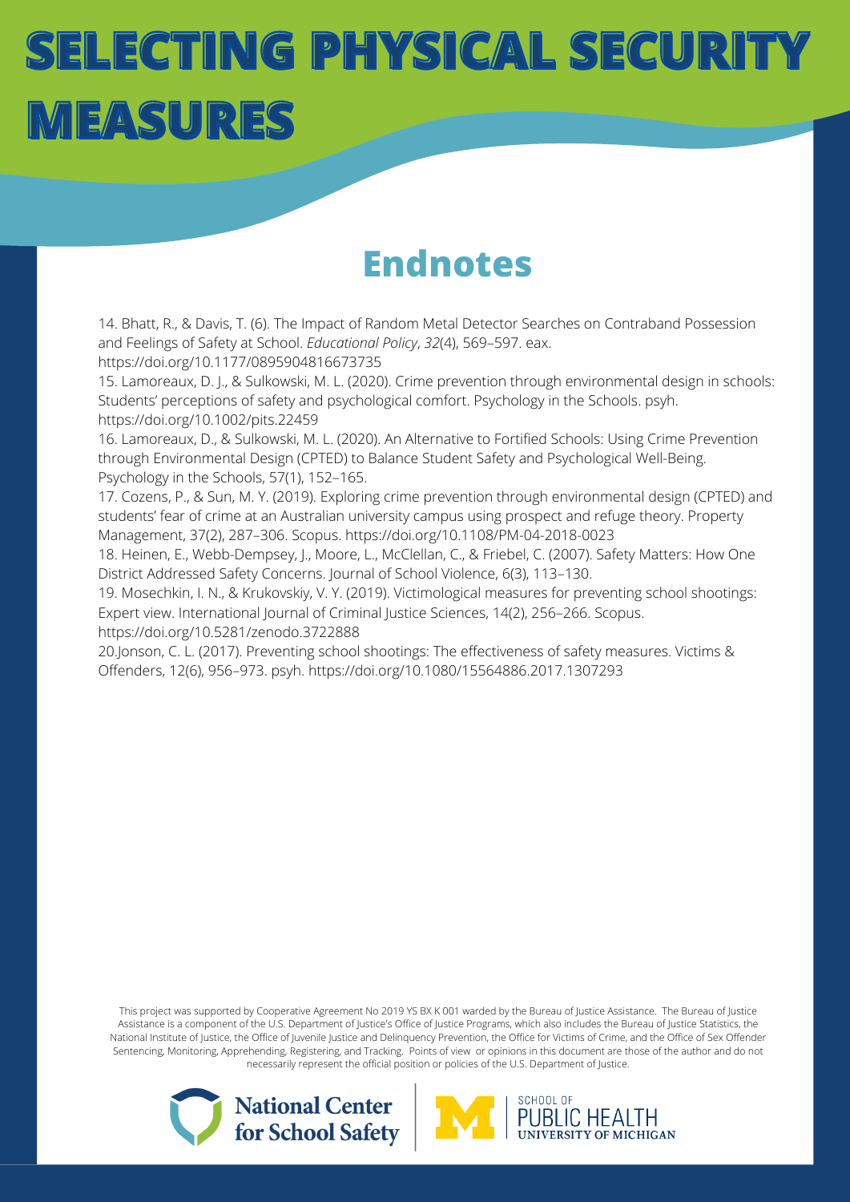# SELECTING PHYSICAL SECURITY MEASURES

## Endnotes

14. Bhatt, R., & Davis, T. (6). The Impact of Random Metal Detector Searches on Contraband Possession and Feelings of Safety at School. *Educational Policy*, *32*(4), 569–597. eax. https://doi.org/10.1177/0895904816673735

15. Lamoreaux, D. J., & Sulkowski, M. L. (2020). Crime prevention through environmental design in schools: Students' perceptions of safety and psychological comfort. Psychology in the Schools. psyh. https://doi.org/10.1002/pits.22459

16. Lamoreaux, D., & Sulkowski, M. L. (2020). An Alternative to Fortified Schools: Using Crime Prevention through Environmental Design (CPTED) to Balance Student Safety and Psychological Well-Being. Psychology in the Schools, 57(1), 152–165.

17. Cozens, P., & Sun, M. Y. (2019). Exploring crime prevention through environmental design (CPTED) and students' fear of crime at an Australian university campus using prospect and refuge theory. Property Management, 37(2), 287–306. Scopus. https://doi.org/10.1108/PM-04-2018-0023

18. Heinen, E., Webb-Dempsey, J., Moore, L., McClellan, C., & Friebel, C. (2007). Safety Matters: How One District Addressed Safety Concerns. Journal of School Violence, 6(3), 113–130.

19. Mosechkin, I. N., & Krukovskiy, V. Y. (2019). Victimological measures for preventing school shootings: Expert view. International Journal of Criminal Justice Sciences, 14(2), 256–266. Scopus. https://doi.org/10.5281/zenodo.3722888

20. Jonson, C. L. (2017). Preventing school shootings: The effectiveness of safety measures. Victims & Offenders, 12(6), 956–973. psyh. https://doi.org/10.1080/15564886.2017.1307293

This project was supported by Cooperative Agreement No 2019 YS BX K 001 warded by the Bureau of Justice Assistance. The Bureau of Justice Assistance is a component of the U.S. Department of Justice's Office of Justice Programs, which also includes the Bureau of Justice Statistics, the National Institute of Justice, the Office of Juvenile Justice and Delinquency Prevention, the Office for Victims of Crime, and the Office of Sex Offender Sentencing, Monitoring, Apprehending, Registering, and Tracking. Points of view or opinions in this document are those of the author and do not necessarily represent the official position or policies of the U.S. Department of Justice.

National Center for School Safety

School of Public Health, University of Michigan